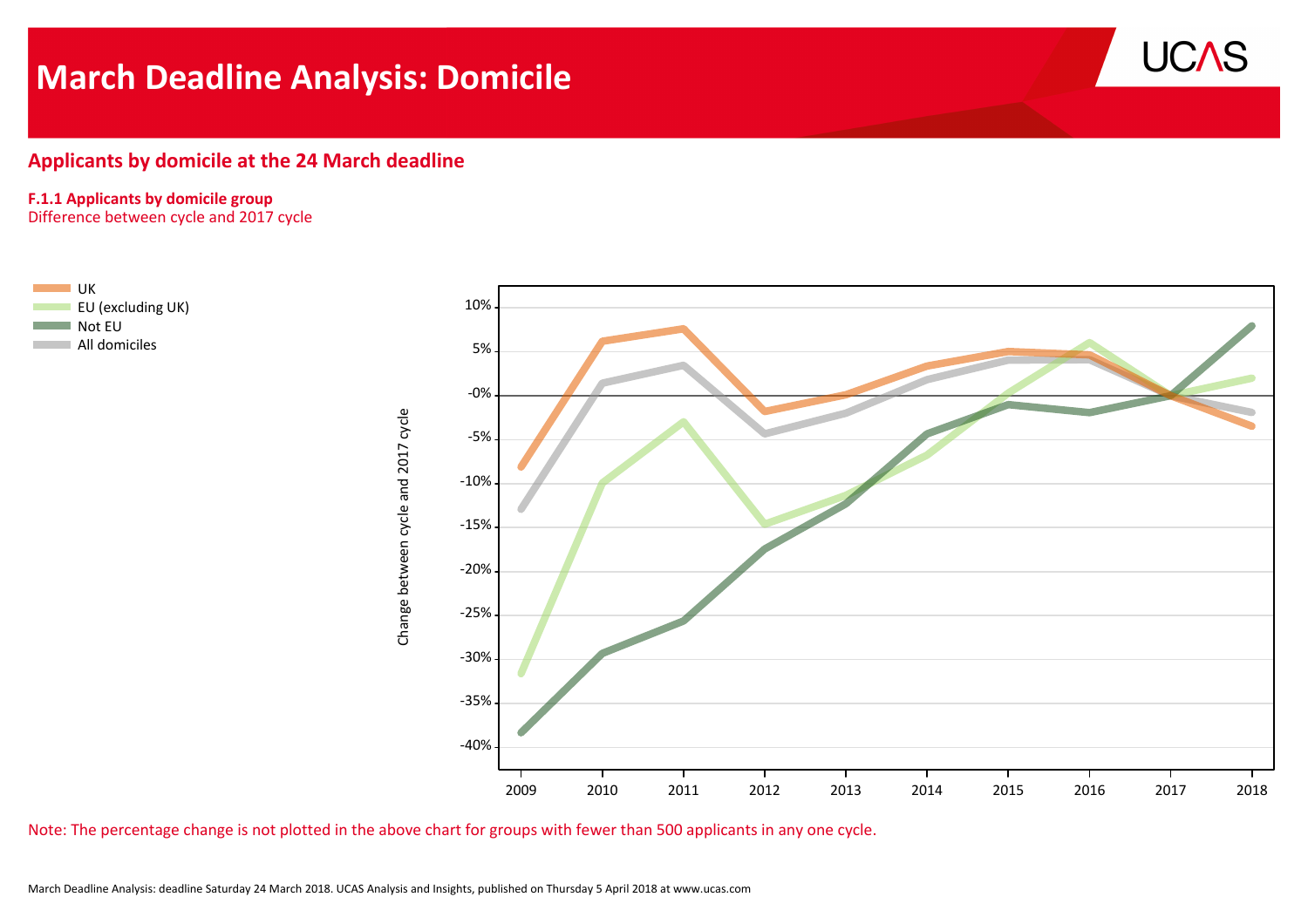# March Deadline Analysis: Domicile

## Applicants by domicile at the 24 March deadline

**F.1.1 Applicants by domicile group**
Difference between cycle and 2017 cycle

- UK
- EU (excluding UK)
- Not EU
- All domiciles

Change between cycle and 2017 cycle

10%
5%
-0%
-5%
-10%
-15%
-20%
-25%
-30%
-35%
-40%

2009 2010 2011 2012 2013 2014 2015 2016 2017 2018

Note: The percentage change is not plotted in the above chart for groups with fewer than 500 applicants in any one cycle.

March Deadline Analysis: deadline Saturday 24 March 2018. UCAS Analysis and Insights, published on Thursday 5 April 2018 at www.ucas.com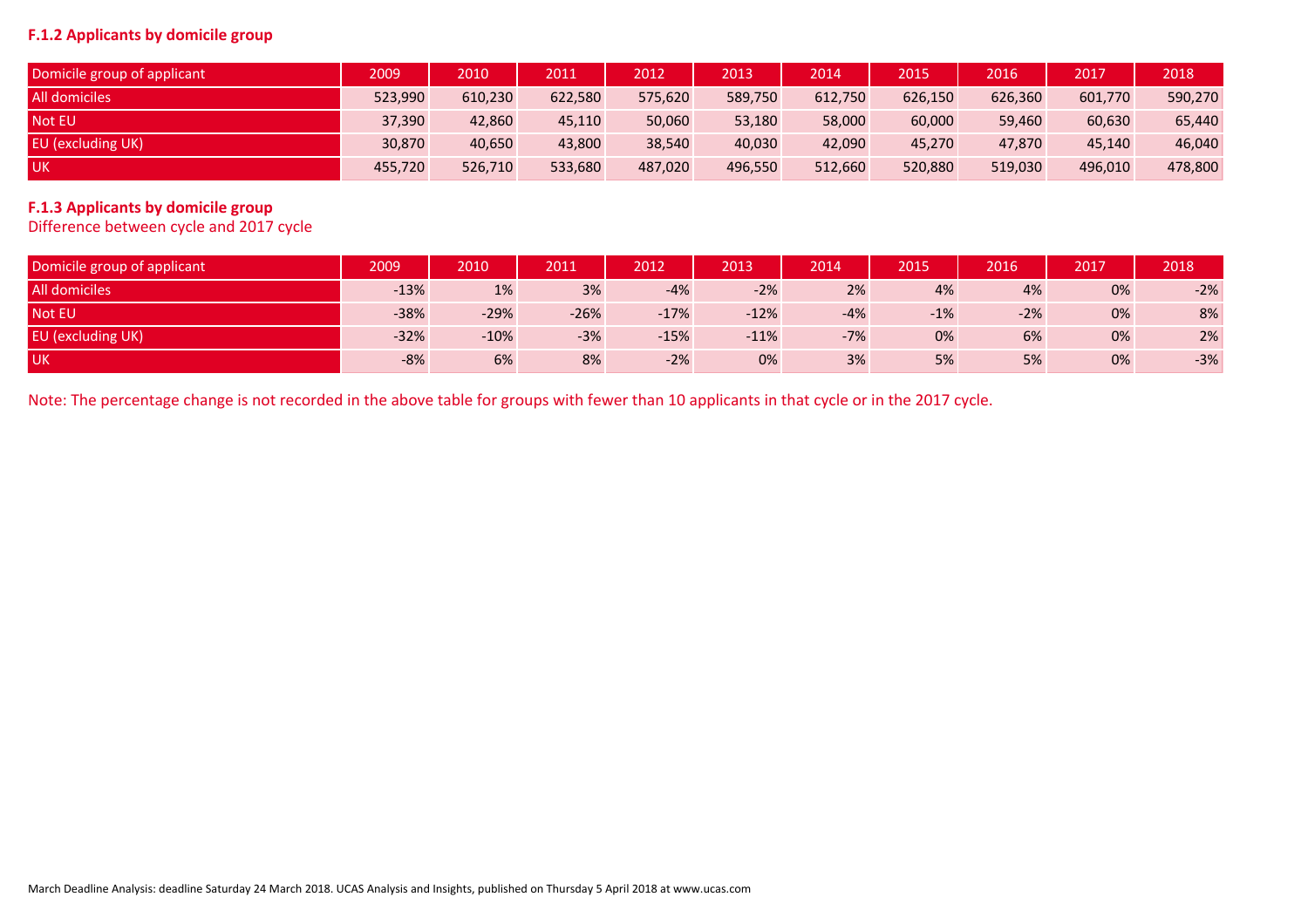### F.1.2 Applicants by domicile group

| Domicile group of applicant | 2009 | 2010 | 2011 | 2012 | 2013 | 2014 | 2015 | 2016 | 2017 | 2018 |
|---|---|---|---|---|---|---|---|---|---|---|
| All domiciles | 523,990 | 610,230 | 622,580 | 575,620 | 589,750 | 612,750 | 626,150 | 626,360 | 601,770 | 590,270 |
| Not EU | 37,390 | 42,860 | 45,110 | 50,060 | 53,180 | 58,000 | 60,000 | 59,460 | 60,630 | 65,440 |
| EU (excluding UK) | 30,870 | 40,650 | 43,800 | 38,540 | 40,030 | 42,090 | 45,270 | 47,870 | 45,140 | 46,040 |
| UK | 455,720 | 526,710 | 533,680 | 487,020 | 496,550 | 512,660 | 520,880 | 519,030 | 496,010 | 478,800 |

### F.1.3 Applicants by domicile group

Difference between cycle and 2017 cycle

| Domicile group of applicant | 2009 | 2010 | 2011 | 2012 | 2013 | 2014 | 2015 | 2016 | 2017 | 2018 |
|---|---|---|---|---|---|---|---|---|---|---|
| All domiciles | -13% | 1% | 3% | -4% | -2% | 2% | 4% | 4% | 0% | -2% |
| Not EU | -38% | -29% | -26% | -17% | -12% | -4% | -1% | -2% | 0% | 8% |
| EU (excluding UK) | -32% | -10% | -3% | -15% | -11% | -7% | 0% | 6% | 0% | 2% |
| UK | -8% | 6% | 8% | -2% | 0% | 3% | 5% | 5% | 0% | -3% |

Note: The percentage change is not recorded in the above table for groups with fewer than 10 applicants in that cycle or in the 2017 cycle.

March Deadline Analysis: deadline Saturday 24 March 2018. UCAS Analysis and Insights, published on Thursday 5 April 2018 at www.ucas.com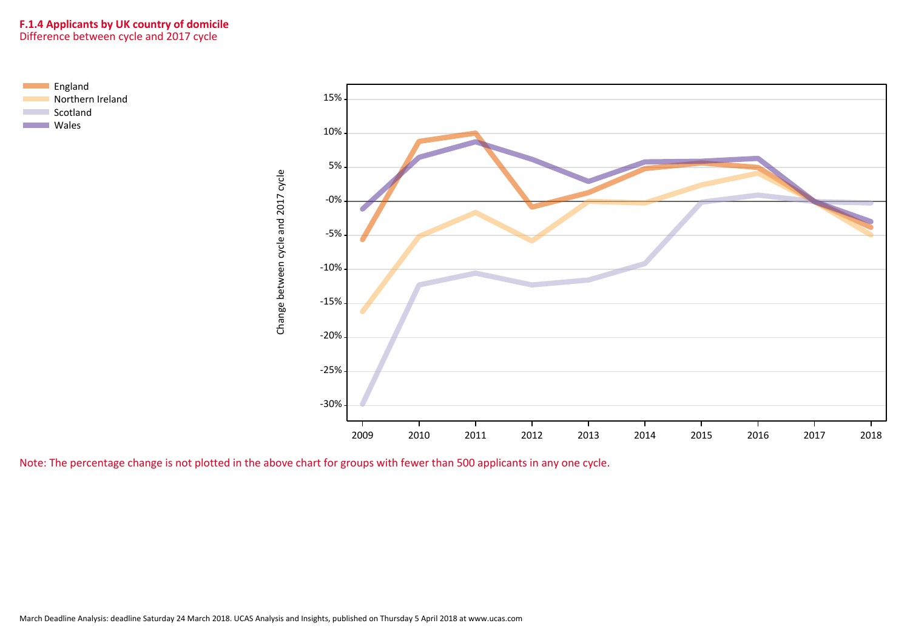**F.1.4 Applicants by UK country of domicile**

Difference between cycle and 2017 cycle

England
Northern Ireland
Scotland
Wales

Change between cycle and 2017 cycle

15%
10%
5%
-0%
-5%
-10%
-15%
-20%
-25%
-30%

2009 2010 2011 2012 2013 2014 2015 2016 2017 2018

Note: The percentage change is not plotted in the above chart for groups with fewer than 500 applicants in any one cycle.

March Deadline Analysis: deadline Saturday 24 March 2018. UCAS Analysis and Insights, published on Thursday 5 April 2018 at www.ucas.com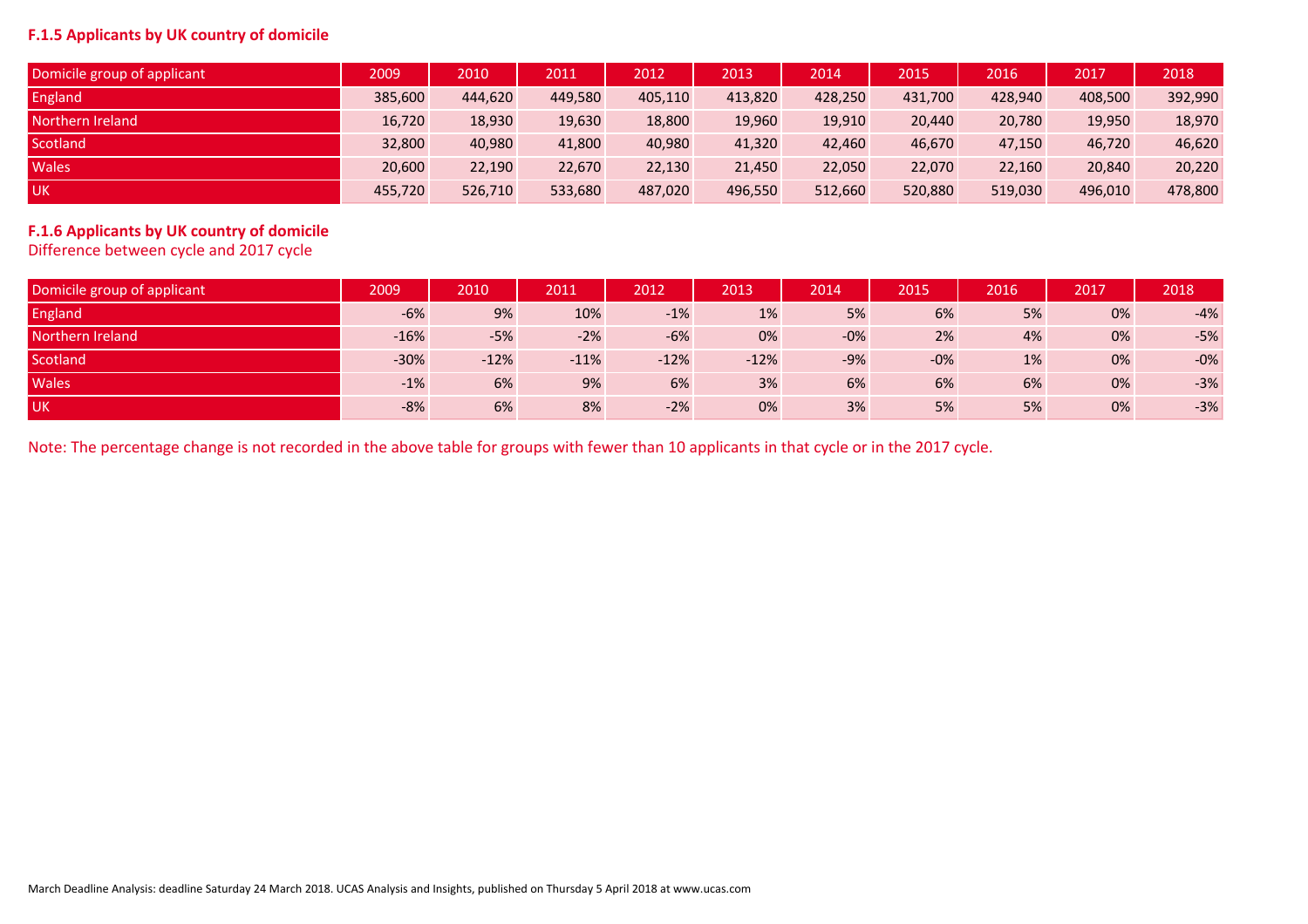### F.1.5 Applicants by UK country of domicile

| Domicile group of applicant | 2009 | 2010 | 2011 | 2012 | 2013 | 2014 | 2015 | 2016 | 2017 | 2018 |
|---|---|---|---|---|---|---|---|---|---|---|
| England | 385,600 | 444,620 | 449,580 | 405,110 | 413,820 | 428,250 | 431,700 | 428,940 | 408,500 | 392,990 |
| Northern Ireland | 16,720 | 18,930 | 19,630 | 18,800 | 19,960 | 19,910 | 20,440 | 20,780 | 19,950 | 18,970 |
| Scotland | 32,800 | 40,980 | 41,800 | 40,980 | 41,320 | 42,460 | 46,670 | 47,150 | 46,720 | 46,620 |
| Wales | 20,600 | 22,190 | 22,670 | 22,130 | 21,450 | 22,050 | 22,070 | 22,160 | 20,840 | 20,220 |
| UK | 455,720 | 526,710 | 533,680 | 487,020 | 496,550 | 512,660 | 520,880 | 519,030 | 496,010 | 478,800 |

### F.1.6 Applicants by UK country of domicile

Difference between cycle and 2017 cycle

| Domicile group of applicant | 2009 | 2010 | 2011 | 2012 | 2013 | 2014 | 2015 | 2016 | 2017 | 2018 |
|---|---|---|---|---|---|---|---|---|---|---|
| England | -6% | 9% | 10% | -1% | 1% | 5% | 6% | 5% | 0% | -4% |
| Northern Ireland | -16% | -5% | -2% | -6% | 0% | -0% | 2% | 4% | 0% | -5% |
| Scotland | -30% | -12% | -11% | -12% | -12% | -9% | -0% | 1% | 0% | -0% |
| Wales | -1% | 6% | 9% | 6% | 3% | 6% | 6% | 6% | 0% | -3% |
| UK | -8% | 6% | 8% | -2% | 0% | 3% | 5% | 5% | 0% | -3% |

Note: The percentage change is not recorded in the above table for groups with fewer than 10 applicants in that cycle or in the 2017 cycle.

March Deadline Analysis: deadline Saturday 24 March 2018. UCAS Analysis and Insights, published on Thursday 5 April 2018 at www.ucas.com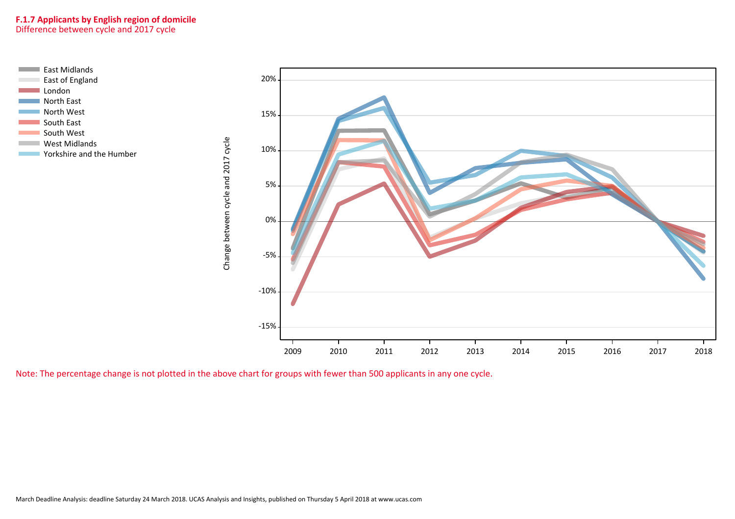**F.1.7 Applicants by English region of domicile**
Difference between cycle and 2017 cycle

- East Midlands
- East of England
- London
- North East
- North West
- South East
- South West
- West Midlands
- Yorkshire and the Humber

Change between cycle and 2017 cycle

20%
15%
10%
5%
0%
-5%
-10%
-15%

2009 2010 2011 2012 2013 2014 2015 2016 2017 2018

Note: The percentage change is not plotted in the above chart for groups with fewer than 500 applicants in any one cycle.

March Deadline Analysis: deadline Saturday 24 March 2018. UCAS Analysis and Insights, published on Thursday 5 April 2018 at www.ucas.com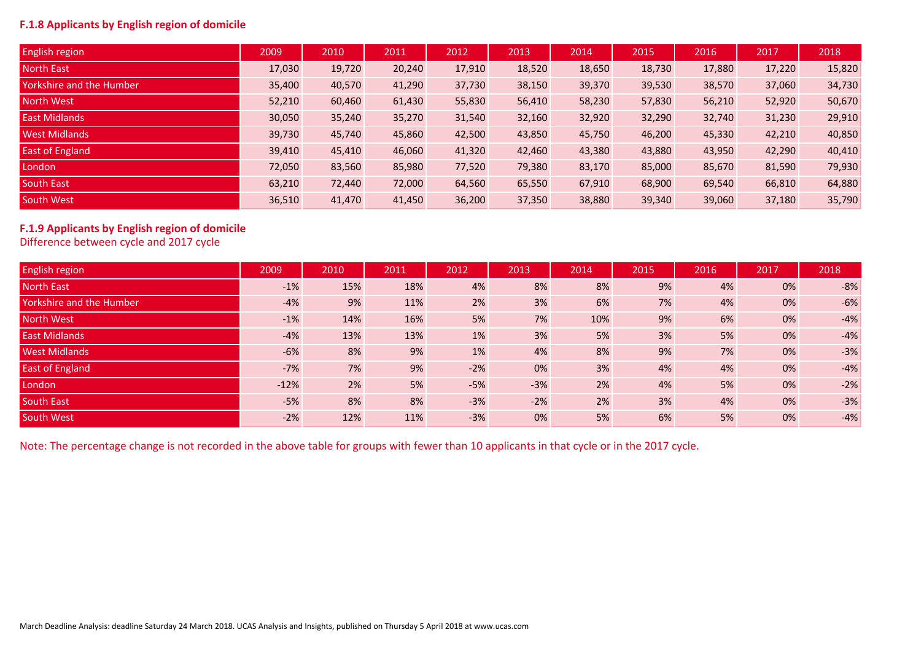**F.1.8 Applicants by English region of domicile**

| English region | 2009 | 2010 | 2011 | 2012 | 2013 | 2014 | 2015 | 2016 | 2017 | 2018 |
|---|---|---|---|---|---|---|---|---|---|---|
| North East | 17,030 | 19,720 | 20,240 | 17,910 | 18,520 | 18,650 | 18,730 | 17,880 | 17,220 | 15,820 |
| Yorkshire and the Humber | 35,400 | 40,570 | 41,290 | 37,730 | 38,150 | 39,370 | 39,530 | 38,570 | 37,060 | 34,730 |
| North West | 52,210 | 60,460 | 61,430 | 55,830 | 56,410 | 58,230 | 57,830 | 56,210 | 52,920 | 50,670 |
| East Midlands | 30,050 | 35,240 | 35,270 | 31,540 | 32,160 | 32,920 | 32,290 | 32,740 | 31,230 | 29,910 |
| West Midlands | 39,730 | 45,740 | 45,860 | 42,500 | 43,850 | 45,750 | 46,200 | 45,330 | 42,210 | 40,850 |
| East of England | 39,410 | 45,410 | 46,060 | 41,320 | 42,460 | 43,380 | 43,880 | 43,950 | 42,290 | 40,410 |
| London | 72,050 | 83,560 | 85,980 | 77,520 | 79,380 | 83,170 | 85,000 | 85,670 | 81,590 | 79,930 |
| South East | 63,210 | 72,440 | 72,000 | 64,560 | 65,550 | 67,910 | 68,900 | 69,540 | 66,810 | 64,880 |
| South West | 36,510 | 41,470 | 41,450 | 36,200 | 37,350 | 38,880 | 39,340 | 39,060 | 37,180 | 35,790 |

**F.1.9 Applicants by English region of domicile**
Difference between cycle and 2017 cycle

| English region | 2009 | 2010 | 2011 | 2012 | 2013 | 2014 | 2015 | 2016 | 2017 | 2018 |
|---|---|---|---|---|---|---|---|---|---|---|
| North East | -1% | 15% | 18% | 4% | 8% | 8% | 9% | 4% | 0% | -8% |
| Yorkshire and the Humber | -4% | 9% | 11% | 2% | 3% | 6% | 7% | 4% | 0% | -6% |
| North West | -1% | 14% | 16% | 5% | 7% | 10% | 9% | 6% | 0% | -4% |
| East Midlands | -4% | 13% | 13% | 1% | 3% | 5% | 3% | 5% | 0% | -4% |
| West Midlands | -6% | 8% | 9% | 1% | 4% | 8% | 9% | 7% | 0% | -3% |
| East of England | -7% | 7% | 9% | -2% | 0% | 3% | 4% | 4% | 0% | -4% |
| London | -12% | 2% | 5% | -5% | -3% | 2% | 4% | 5% | 0% | -2% |
| South East | -5% | 8% | 8% | -3% | -2% | 2% | 3% | 4% | 0% | -3% |
| South West | -2% | 12% | 11% | -3% | 0% | 5% | 6% | 5% | 0% | -4% |

Note: The percentage change is not recorded in the above table for groups with fewer than 10 applicants in that cycle or in the 2017 cycle.

March Deadline Analysis: deadline Saturday 24 March 2018. UCAS Analysis and Insights, published on Thursday 5 April 2018 at www.ucas.com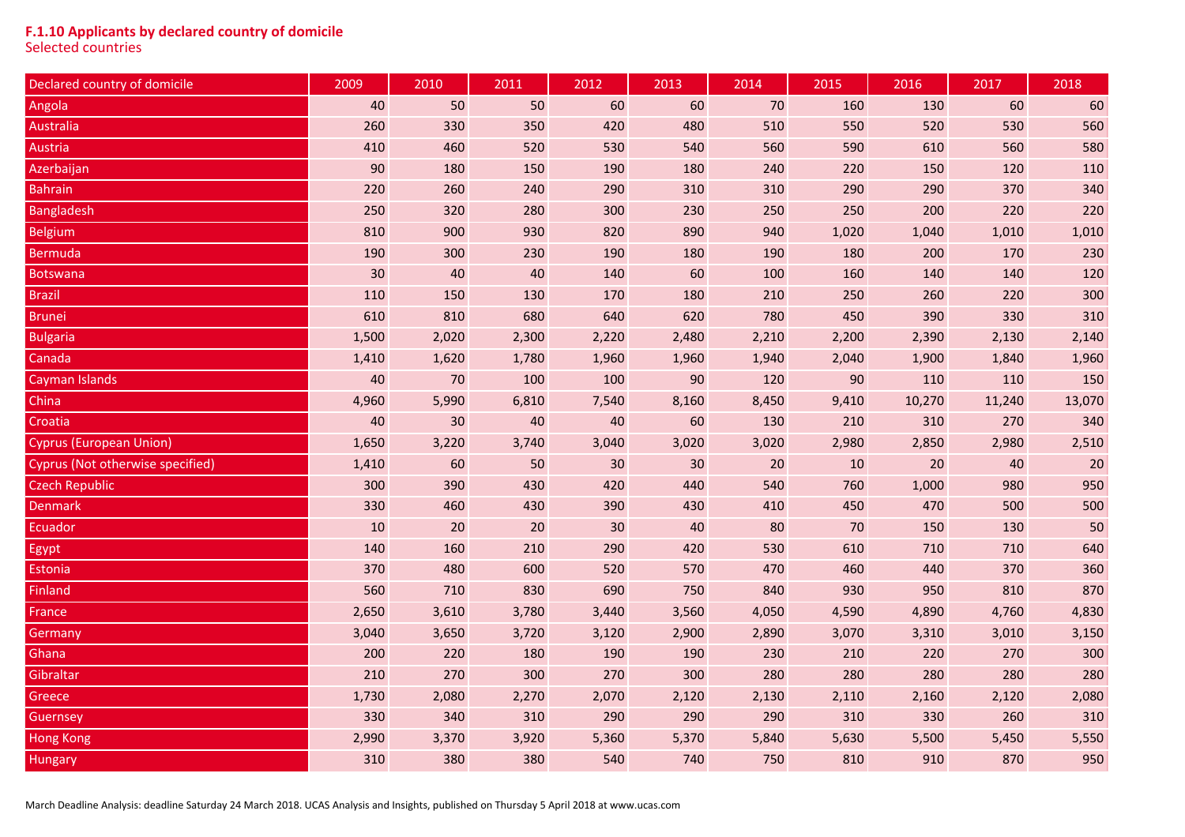**F.1.10 Applicants by declared country of domicile**
Selected countries

| Declared country of domicile | 2009 | 2010 | 2011 | 2012 | 2013 | 2014 | 2015 | 2016 | 2017 | 2018 |
|---|---|---|---|---|---|---|---|---|---|---|
| Angola | 40 | 50 | 50 | 60 | 60 | 70 | 160 | 130 | 60 | 60 |
| Australia | 260 | 330 | 350 | 420 | 480 | 510 | 550 | 520 | 530 | 560 |
| Austria | 410 | 460 | 520 | 530 | 540 | 560 | 590 | 610 | 560 | 580 |
| Azerbaijan | 90 | 180 | 150 | 190 | 180 | 240 | 220 | 150 | 120 | 110 |
| Bahrain | 220 | 260 | 240 | 290 | 310 | 310 | 290 | 290 | 370 | 340 |
| Bangladesh | 250 | 320 | 280 | 300 | 230 | 250 | 250 | 200 | 220 | 220 |
| Belgium | 810 | 900 | 930 | 820 | 890 | 940 | 1,020 | 1,040 | 1,010 | 1,010 |
| Bermuda | 190 | 300 | 230 | 190 | 180 | 190 | 180 | 200 | 170 | 230 |
| Botswana | 30 | 40 | 40 | 140 | 60 | 100 | 160 | 140 | 140 | 120 |
| Brazil | 110 | 150 | 130 | 170 | 180 | 210 | 250 | 260 | 220 | 300 |
| Brunei | 610 | 810 | 680 | 640 | 620 | 780 | 450 | 390 | 330 | 310 |
| Bulgaria | 1,500 | 2,020 | 2,300 | 2,220 | 2,480 | 2,210 | 2,200 | 2,390 | 2,130 | 2,140 |
| Canada | 1,410 | 1,620 | 1,780 | 1,960 | 1,960 | 1,940 | 2,040 | 1,900 | 1,840 | 1,960 |
| Cayman Islands | 40 | 70 | 100 | 100 | 90 | 120 | 90 | 110 | 110 | 150 |
| China | 4,960 | 5,990 | 6,810 | 7,540 | 8,160 | 8,450 | 9,410 | 10,270 | 11,240 | 13,070 |
| Croatia | 40 | 30 | 40 | 40 | 60 | 130 | 210 | 310 | 270 | 340 |
| Cyprus (European Union) | 1,650 | 3,220 | 3,740 | 3,040 | 3,020 | 3,020 | 2,980 | 2,850 | 2,980 | 2,510 |
| Cyprus (Not otherwise specified) | 1,410 | 60 | 50 | 30 | 30 | 20 | 10 | 20 | 40 | 20 |
| Czech Republic | 300 | 390 | 430 | 420 | 440 | 540 | 760 | 1,000 | 980 | 950 |
| Denmark | 330 | 460 | 430 | 390 | 430 | 410 | 450 | 470 | 500 | 500 |
| Ecuador | 10 | 20 | 20 | 30 | 40 | 80 | 70 | 150 | 130 | 50 |
| Egypt | 140 | 160 | 210 | 290 | 420 | 530 | 610 | 710 | 710 | 640 |
| Estonia | 370 | 480 | 600 | 520 | 570 | 470 | 460 | 440 | 370 | 360 |
| Finland | 560 | 710 | 830 | 690 | 750 | 840 | 930 | 950 | 810 | 870 |
| France | 2,650 | 3,610 | 3,780 | 3,440 | 3,560 | 4,050 | 4,590 | 4,890 | 4,760 | 4,830 |
| Germany | 3,040 | 3,650 | 3,720 | 3,120 | 2,900 | 2,890 | 3,070 | 3,310 | 3,010 | 3,150 |
| Ghana | 200 | 220 | 180 | 190 | 190 | 230 | 210 | 220 | 270 | 300 |
| Gibraltar | 210 | 270 | 300 | 270 | 300 | 280 | 280 | 280 | 280 | 280 |
| Greece | 1,730 | 2,080 | 2,270 | 2,070 | 2,120 | 2,130 | 2,110 | 2,160 | 2,120 | 2,080 |
| Guernsey | 330 | 340 | 310 | 290 | 290 | 290 | 310 | 330 | 260 | 310 |
| Hong Kong | 2,990 | 3,370 | 3,920 | 5,360 | 5,370 | 5,840 | 5,630 | 5,500 | 5,450 | 5,550 |
| Hungary | 310 | 380 | 380 | 540 | 740 | 750 | 810 | 910 | 870 | 950 |

March Deadline Analysis: deadline Saturday 24 March 2018. UCAS Analysis and Insights, published on Thursday 5 April 2018 at www.ucas.com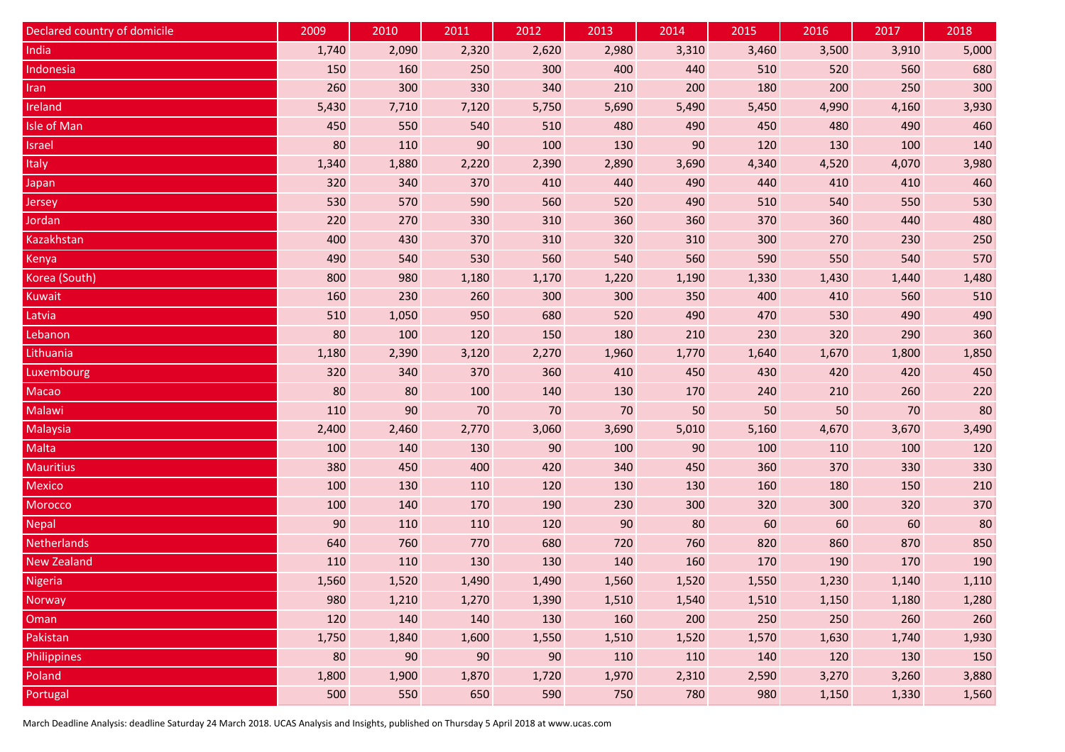| Declared country of domicile | 2009 | 2010 | 2011 | 2012 | 2013 | 2014 | 2015 | 2016 | 2017 | 2018 |
|---|---|---|---|---|---|---|---|---|---|---|
| India | 1,740 | 2,090 | 2,320 | 2,620 | 2,980 | 3,310 | 3,460 | 3,500 | 3,910 | 5,000 |
| Indonesia | 150 | 160 | 250 | 300 | 400 | 440 | 510 | 520 | 560 | 680 |
| Iran | 260 | 300 | 330 | 340 | 210 | 200 | 180 | 200 | 250 | 300 |
| Ireland | 5,430 | 7,710 | 7,120 | 5,750 | 5,690 | 5,490 | 5,450 | 4,990 | 4,160 | 3,930 |
| Isle of Man | 450 | 550 | 540 | 510 | 480 | 490 | 450 | 480 | 490 | 460 |
| Israel | 80 | 110 | 90 | 100 | 130 | 90 | 120 | 130 | 100 | 140 |
| Italy | 1,340 | 1,880 | 2,220 | 2,390 | 2,890 | 3,690 | 4,340 | 4,520 | 4,070 | 3,980 |
| Japan | 320 | 340 | 370 | 410 | 440 | 490 | 440 | 410 | 410 | 460 |
| Jersey | 530 | 570 | 590 | 560 | 520 | 490 | 510 | 540 | 550 | 530 |
| Jordan | 220 | 270 | 330 | 310 | 360 | 360 | 370 | 360 | 440 | 480 |
| Kazakhstan | 400 | 430 | 370 | 310 | 320 | 310 | 300 | 270 | 230 | 250 |
| Kenya | 490 | 540 | 530 | 560 | 540 | 560 | 590 | 550 | 540 | 570 |
| Korea (South) | 800 | 980 | 1,180 | 1,170 | 1,220 | 1,190 | 1,330 | 1,430 | 1,440 | 1,480 |
| Kuwait | 160 | 230 | 260 | 300 | 300 | 350 | 400 | 410 | 560 | 510 |
| Latvia | 510 | 1,050 | 950 | 680 | 520 | 490 | 470 | 530 | 490 | 490 |
| Lebanon | 80 | 100 | 120 | 150 | 180 | 210 | 230 | 320 | 290 | 360 |
| Lithuania | 1,180 | 2,390 | 3,120 | 2,270 | 1,960 | 1,770 | 1,640 | 1,670 | 1,800 | 1,850 |
| Luxembourg | 320 | 340 | 370 | 360 | 410 | 450 | 430 | 420 | 420 | 450 |
| Macao | 80 | 80 | 100 | 140 | 130 | 170 | 240 | 210 | 260 | 220 |
| Malawi | 110 | 90 | 70 | 70 | 70 | 50 | 50 | 50 | 70 | 80 |
| Malaysia | 2,400 | 2,460 | 2,770 | 3,060 | 3,690 | 5,010 | 5,160 | 4,670 | 3,670 | 3,490 |
| Malta | 100 | 140 | 130 | 90 | 100 | 90 | 100 | 110 | 100 | 120 |
| Mauritius | 380 | 450 | 400 | 420 | 340 | 450 | 360 | 370 | 330 | 330 |
| Mexico | 100 | 130 | 110 | 120 | 130 | 130 | 160 | 180 | 150 | 210 |
| Morocco | 100 | 140 | 170 | 190 | 230 | 300 | 320 | 300 | 320 | 370 |
| Nepal | 90 | 110 | 110 | 120 | 90 | 80 | 60 | 60 | 60 | 80 |
| Netherlands | 640 | 760 | 770 | 680 | 720 | 760 | 820 | 860 | 870 | 850 |
| New Zealand | 110 | 110 | 130 | 130 | 140 | 160 | 170 | 190 | 170 | 190 |
| Nigeria | 1,560 | 1,520 | 1,490 | 1,490 | 1,560 | 1,520 | 1,550 | 1,230 | 1,140 | 1,110 |
| Norway | 980 | 1,210 | 1,270 | 1,390 | 1,510 | 1,540 | 1,510 | 1,150 | 1,180 | 1,280 |
| Oman | 120 | 140 | 140 | 130 | 160 | 200 | 250 | 250 | 260 | 260 |
| Pakistan | 1,750 | 1,840 | 1,600 | 1,550 | 1,510 | 1,520 | 1,570 | 1,630 | 1,740 | 1,930 |
| Philippines | 80 | 90 | 90 | 90 | 110 | 110 | 140 | 120 | 130 | 150 |
| Poland | 1,800 | 1,900 | 1,870 | 1,720 | 1,970 | 2,310 | 2,590 | 3,270 | 3,260 | 3,880 |
| Portugal | 500 | 550 | 650 | 590 | 750 | 780 | 980 | 1,150 | 1,330 | 1,560 |

March Deadline Analysis: deadline Saturday 24 March 2018. UCAS Analysis and Insights, published on Thursday 5 April 2018 at www.ucas.com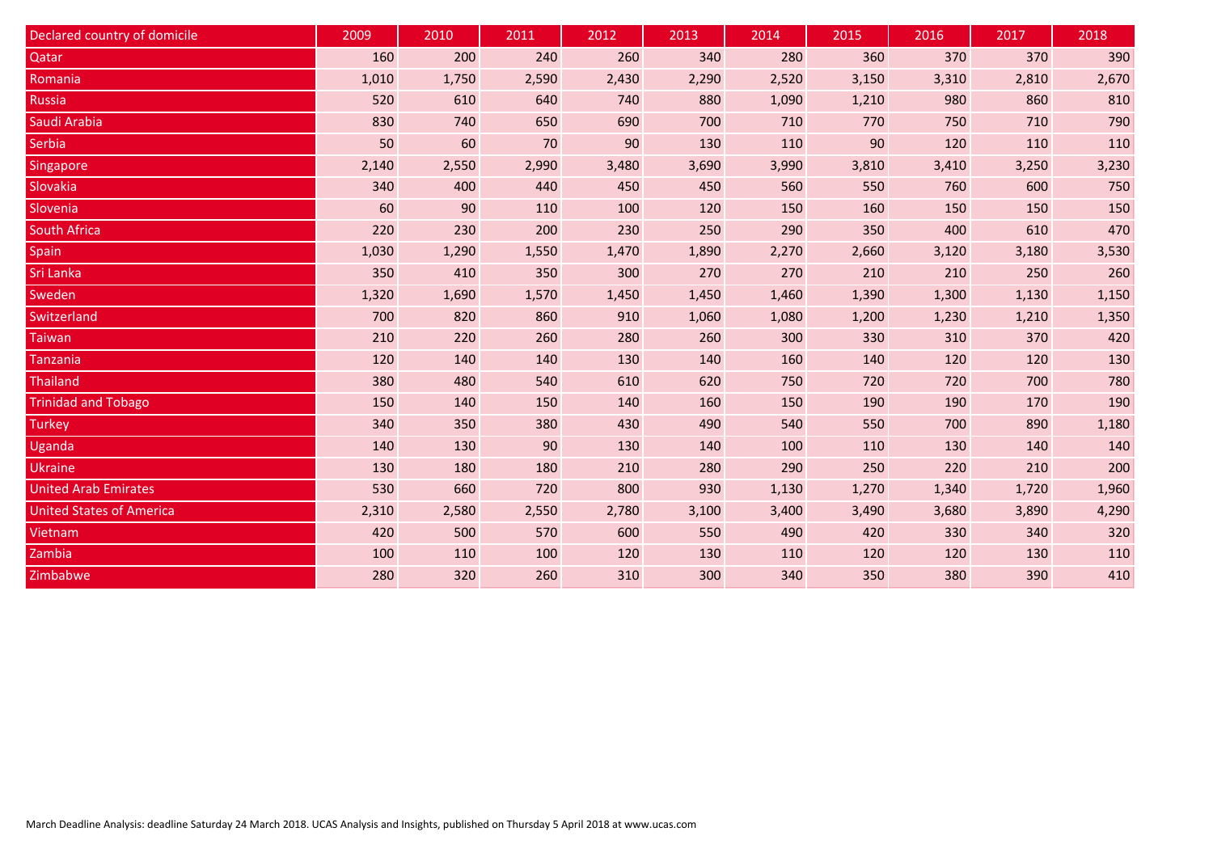| Declared country of domicile | 2009 | 2010 | 2011 | 2012 | 2013 | 2014 | 2015 | 2016 | 2017 | 2018 |
|---|---|---|---|---|---|---|---|---|---|---|
| Qatar | 160 | 200 | 240 | 260 | 340 | 280 | 360 | 370 | 370 | 390 |
| Romania | 1,010 | 1,750 | 2,590 | 2,430 | 2,290 | 2,520 | 3,150 | 3,310 | 2,810 | 2,670 |
| Russia | 520 | 610 | 640 | 740 | 880 | 1,090 | 1,210 | 980 | 860 | 810 |
| Saudi Arabia | 830 | 740 | 650 | 690 | 700 | 710 | 770 | 750 | 710 | 790 |
| Serbia | 50 | 60 | 70 | 90 | 130 | 110 | 90 | 120 | 110 | 110 |
| Singapore | 2,140 | 2,550 | 2,990 | 3,480 | 3,690 | 3,990 | 3,810 | 3,410 | 3,250 | 3,230 |
| Slovakia | 340 | 400 | 440 | 450 | 450 | 560 | 550 | 760 | 600 | 750 |
| Slovenia | 60 | 90 | 110 | 100 | 120 | 150 | 160 | 150 | 150 | 150 |
| South Africa | 220 | 230 | 200 | 230 | 250 | 290 | 350 | 400 | 610 | 470 |
| Spain | 1,030 | 1,290 | 1,550 | 1,470 | 1,890 | 2,270 | 2,660 | 3,120 | 3,180 | 3,530 |
| Sri Lanka | 350 | 410 | 350 | 300 | 270 | 270 | 210 | 210 | 250 | 260 |
| Sweden | 1,320 | 1,690 | 1,570 | 1,450 | 1,450 | 1,460 | 1,390 | 1,300 | 1,130 | 1,150 |
| Switzerland | 700 | 820 | 860 | 910 | 1,060 | 1,080 | 1,200 | 1,230 | 1,210 | 1,350 |
| Taiwan | 210 | 220 | 260 | 280 | 260 | 300 | 330 | 310 | 370 | 420 |
| Tanzania | 120 | 140 | 140 | 130 | 140 | 160 | 140 | 120 | 120 | 130 |
| Thailand | 380 | 480 | 540 | 610 | 620 | 750 | 720 | 720 | 700 | 780 |
| Trinidad and Tobago | 150 | 140 | 150 | 140 | 160 | 150 | 190 | 190 | 170 | 190 |
| Turkey | 340 | 350 | 380 | 430 | 490 | 540 | 550 | 700 | 890 | 1,180 |
| Uganda | 140 | 130 | 90 | 130 | 140 | 100 | 110 | 130 | 140 | 140 |
| Ukraine | 130 | 180 | 180 | 210 | 280 | 290 | 250 | 220 | 210 | 200 |
| United Arab Emirates | 530 | 660 | 720 | 800 | 930 | 1,130 | 1,270 | 1,340 | 1,720 | 1,960 |
| United States of America | 2,310 | 2,580 | 2,550 | 2,780 | 3,100 | 3,400 | 3,490 | 3,680 | 3,890 | 4,290 |
| Vietnam | 420 | 500 | 570 | 600 | 550 | 490 | 420 | 330 | 340 | 320 |
| Zambia | 100 | 110 | 100 | 120 | 130 | 110 | 120 | 120 | 130 | 110 |
| Zimbabwe | 280 | 320 | 260 | 310 | 300 | 340 | 350 | 380 | 390 | 410 |

March Deadline Analysis: deadline Saturday 24 March 2018. UCAS Analysis and Insights, published on Thursday 5 April 2018 at www.ucas.com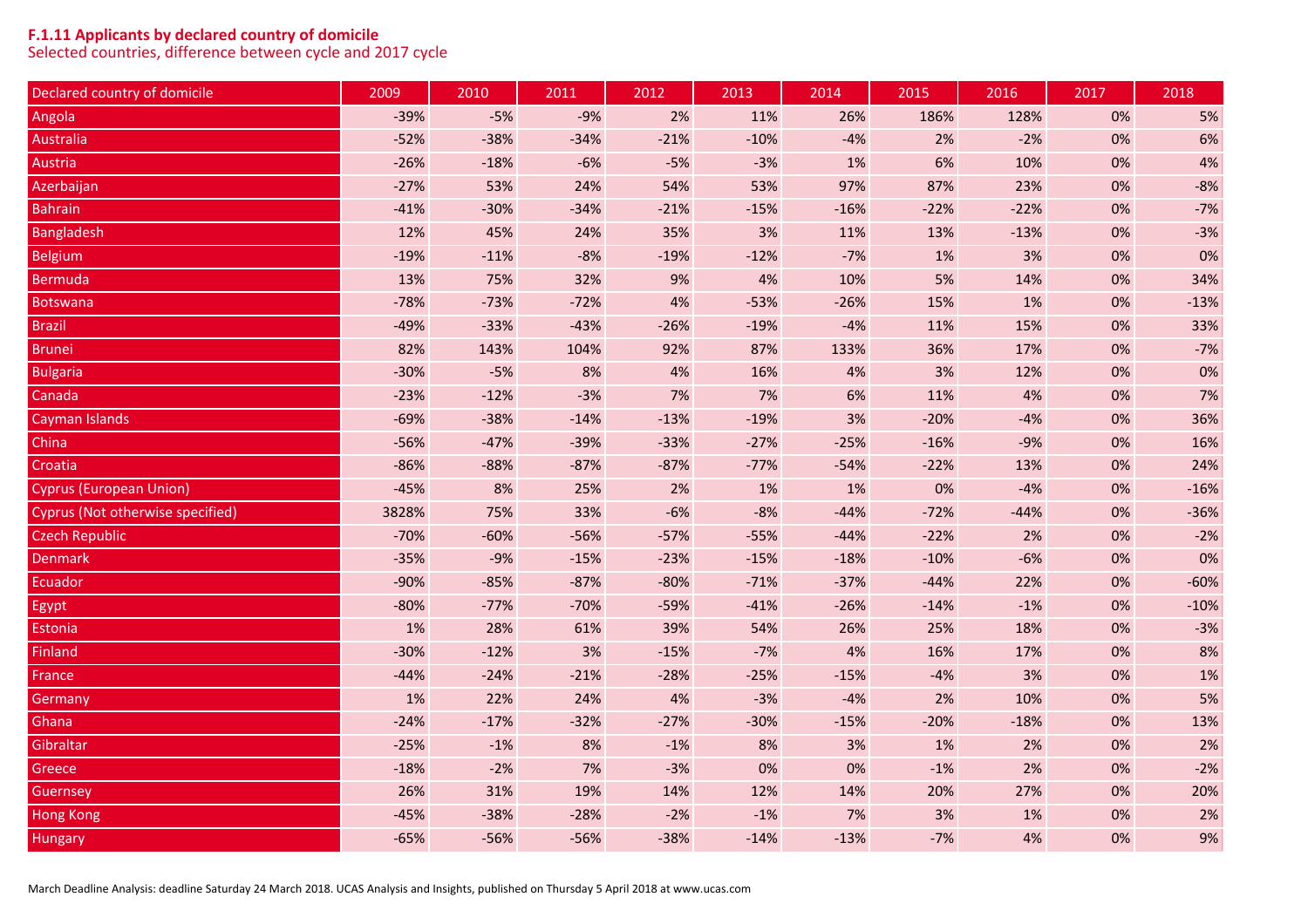**F.1.11 Applicants by declared country of domicile**
Selected countries, difference between cycle and 2017 cycle

| Declared country of domicile | 2009 | 2010 | 2011 | 2012 | 2013 | 2014 | 2015 | 2016 | 2017 | 2018 |
|---|---|---|---|---|---|---|---|---|---|---|
| Angola | -39% | -5% | -9% | 2% | 11% | 26% | 186% | 128% | 0% | 5% |
| Australia | -52% | -38% | -34% | -21% | -10% | -4% | 2% | -2% | 0% | 6% |
| Austria | -26% | -18% | -6% | -5% | -3% | 1% | 6% | 10% | 0% | 4% |
| Azerbaijan | -27% | 53% | 24% | 54% | 53% | 97% | 87% | 23% | 0% | -8% |
| Bahrain | -41% | -30% | -34% | -21% | -15% | -16% | -22% | -22% | 0% | -7% |
| Bangladesh | 12% | 45% | 24% | 35% | 3% | 11% | 13% | -13% | 0% | -3% |
| Belgium | -19% | -11% | -8% | -19% | -12% | -7% | 1% | 3% | 0% | 0% |
| Bermuda | 13% | 75% | 32% | 9% | 4% | 10% | 5% | 14% | 0% | 34% |
| Botswana | -78% | -73% | -72% | 4% | -53% | -26% | 15% | 1% | 0% | -13% |
| Brazil | -49% | -33% | -43% | -26% | -19% | -4% | 11% | 15% | 0% | 33% |
| Brunei | 82% | 143% | 104% | 92% | 87% | 133% | 36% | 17% | 0% | -7% |
| Bulgaria | -30% | -5% | 8% | 4% | 16% | 4% | 3% | 12% | 0% | 0% |
| Canada | -23% | -12% | -3% | 7% | 7% | 6% | 11% | 4% | 0% | 7% |
| Cayman Islands | -69% | -38% | -14% | -13% | -19% | 3% | -20% | -4% | 0% | 36% |
| China | -56% | -47% | -39% | -33% | -27% | -25% | -16% | -9% | 0% | 16% |
| Croatia | -86% | -88% | -87% | -87% | -77% | -54% | -22% | 13% | 0% | 24% |
| Cyprus (European Union) | -45% | 8% | 25% | 2% | 1% | 1% | 0% | -4% | 0% | -16% |
| Cyprus (Not otherwise specified) | 3828% | 75% | 33% | -6% | -8% | -44% | -72% | -44% | 0% | -36% |
| Czech Republic | -70% | -60% | -56% | -57% | -55% | -44% | -22% | 2% | 0% | -2% |
| Denmark | -35% | -9% | -15% | -23% | -15% | -18% | -10% | -6% | 0% | 0% |
| Ecuador | -90% | -85% | -87% | -80% | -71% | -37% | -44% | 22% | 0% | -60% |
| Egypt | -80% | -77% | -70% | -59% | -41% | -26% | -14% | -1% | 0% | -10% |
| Estonia | 1% | 28% | 61% | 39% | 54% | 26% | 25% | 18% | 0% | -3% |
| Finland | -30% | -12% | 3% | -15% | -7% | 4% | 16% | 17% | 0% | 8% |
| France | -44% | -24% | -21% | -28% | -25% | -15% | -4% | 3% | 0% | 1% |
| Germany | 1% | 22% | 24% | 4% | -3% | -4% | 2% | 10% | 0% | 5% |
| Ghana | -24% | -17% | -32% | -27% | -30% | -15% | -20% | -18% | 0% | 13% |
| Gibraltar | -25% | -1% | 8% | -1% | 8% | 3% | 1% | 2% | 0% | 2% |
| Greece | -18% | -2% | 7% | -3% | 0% | 0% | -1% | 2% | 0% | -2% |
| Guernsey | 26% | 31% | 19% | 14% | 12% | 14% | 20% | 27% | 0% | 20% |
| Hong Kong | -45% | -38% | -28% | -2% | -1% | 7% | 3% | 1% | 0% | 2% |
| Hungary | -65% | -56% | -56% | -38% | -14% | -13% | -7% | 4% | 0% | 9% |

March Deadline Analysis: deadline Saturday 24 March 2018. UCAS Analysis and Insights, published on Thursday 5 April 2018 at www.ucas.com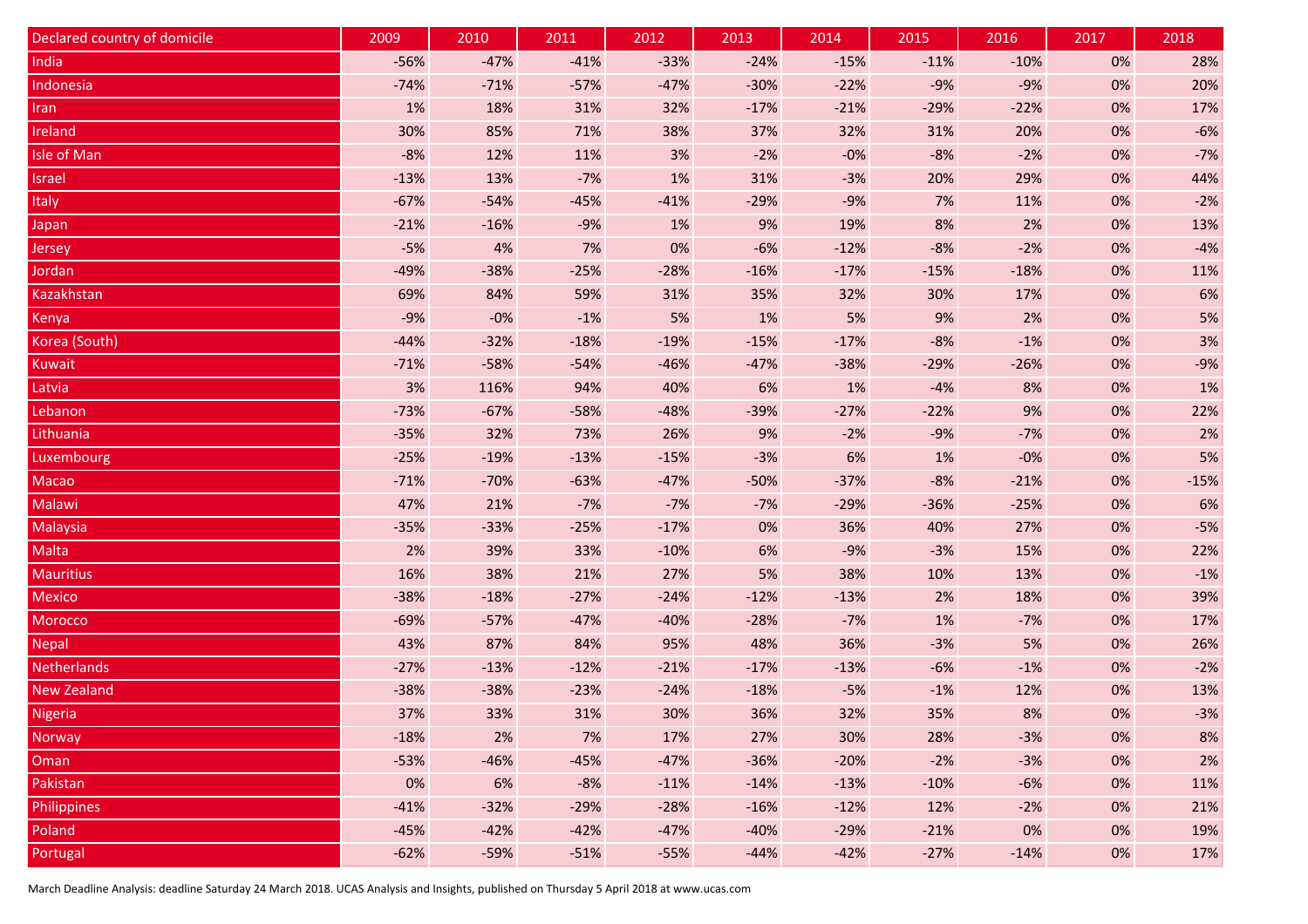| Declared country of domicile | 2009 | 2010 | 2011 | 2012 | 2013 | 2014 | 2015 | 2016 | 2017 | 2018 |
|---|---|---|---|---|---|---|---|---|---|---|
| India | -56% | -47% | -41% | -33% | -24% | -15% | -11% | -10% | 0% | 28% |
| Indonesia | -74% | -71% | -57% | -47% | -30% | -22% | -9% | -9% | 0% | 20% |
| Iran | 1% | 18% | 31% | 32% | -17% | -21% | -29% | -22% | 0% | 17% |
| Ireland | 30% | 85% | 71% | 38% | 37% | 32% | 31% | 20% | 0% | -6% |
| Isle of Man | -8% | 12% | 11% | 3% | -2% | -0% | -8% | -2% | 0% | -7% |
| Israel | -13% | 13% | -7% | 1% | 31% | -3% | 20% | 29% | 0% | 44% |
| Italy | -67% | -54% | -45% | -41% | -29% | -9% | 7% | 11% | 0% | -2% |
| Japan | -21% | -16% | -9% | 1% | 9% | 19% | 8% | 2% | 0% | 13% |
| Jersey | -5% | 4% | 7% | 0% | -6% | -12% | -8% | -2% | 0% | -4% |
| Jordan | -49% | -38% | -25% | -28% | -16% | -17% | -15% | -18% | 0% | 11% |
| Kazakhstan | 69% | 84% | 59% | 31% | 35% | 32% | 30% | 17% | 0% | 6% |
| Kenya | -9% | -0% | -1% | 5% | 1% | 5% | 9% | 2% | 0% | 5% |
| Korea (South) | -44% | -32% | -18% | -19% | -15% | -17% | -8% | -1% | 0% | 3% |
| Kuwait | -71% | -58% | -54% | -46% | -47% | -38% | -29% | -26% | 0% | -9% |
| Latvia | 3% | 116% | 94% | 40% | 6% | 1% | -4% | 8% | 0% | 1% |
| Lebanon | -73% | -67% | -58% | -48% | -39% | -27% | -22% | 9% | 0% | 22% |
| Lithuania | -35% | 32% | 73% | 26% | 9% | -2% | -9% | -7% | 0% | 2% |
| Luxembourg | -25% | -19% | -13% | -15% | -3% | 6% | 1% | -0% | 0% | 5% |
| Macao | -71% | -70% | -63% | -47% | -50% | -37% | -8% | -21% | 0% | -15% |
| Malawi | 47% | 21% | -7% | -7% | -7% | -29% | -36% | -25% | 0% | 6% |
| Malaysia | -35% | -33% | -25% | -17% | 0% | 36% | 40% | 27% | 0% | -5% |
| Malta | 2% | 39% | 33% | -10% | 6% | -9% | -3% | 15% | 0% | 22% |
| Mauritius | 16% | 38% | 21% | 27% | 5% | 38% | 10% | 13% | 0% | -1% |
| Mexico | -38% | -18% | -27% | -24% | -12% | -13% | 2% | 18% | 0% | 39% |
| Morocco | -69% | -57% | -47% | -40% | -28% | -7% | 1% | -7% | 0% | 17% |
| Nepal | 43% | 87% | 84% | 95% | 48% | 36% | -3% | 5% | 0% | 26% |
| Netherlands | -27% | -13% | -12% | -21% | -17% | -13% | -6% | -1% | 0% | -2% |
| New Zealand | -38% | -38% | -23% | -24% | -18% | -5% | -1% | 12% | 0% | 13% |
| Nigeria | 37% | 33% | 31% | 30% | 36% | 32% | 35% | 8% | 0% | -3% |
| Norway | -18% | 2% | 7% | 17% | 27% | 30% | 28% | -3% | 0% | 8% |
| Oman | -53% | -46% | -45% | -47% | -36% | -20% | -2% | -3% | 0% | 2% |
| Pakistan | 0% | 6% | -8% | -11% | -14% | -13% | -10% | -6% | 0% | 11% |
| Philippines | -41% | -32% | -29% | -28% | -16% | -12% | 12% | -2% | 0% | 21% |
| Poland | -45% | -42% | -42% | -47% | -40% | -29% | -21% | 0% | 0% | 19% |
| Portugal | -62% | -59% | -51% | -55% | -44% | -42% | -27% | -14% | 0% | 17% |

March Deadline Analysis: deadline Saturday 24 March 2018. UCAS Analysis and Insights, published on Thursday 5 April 2018 at www.ucas.com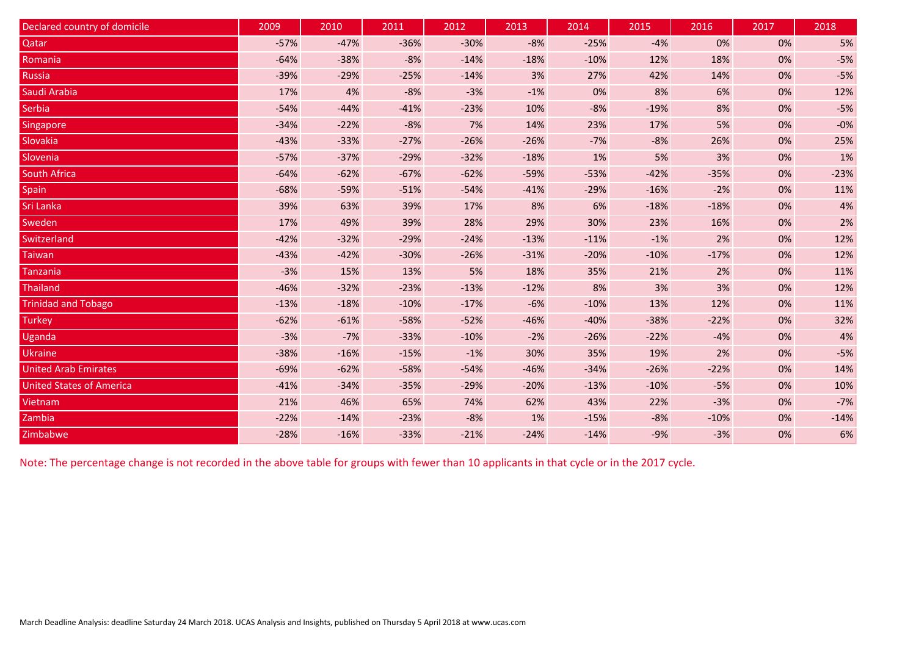| Declared country of domicile | 2009 | 2010 | 2011 | 2012 | 2013 | 2014 | 2015 | 2016 | 2017 | 2018 |
|---|---|---|---|---|---|---|---|---|---|---|
| Qatar | -57% | -47% | -36% | -30% | -8% | -25% | -4% | 0% | 0% | 5% |
| Romania | -64% | -38% | -8% | -14% | -18% | -10% | 12% | 18% | 0% | -5% |
| Russia | -39% | -29% | -25% | -14% | 3% | 27% | 42% | 14% | 0% | -5% |
| Saudi Arabia | 17% | 4% | -8% | -3% | -1% | 0% | 8% | 6% | 0% | 12% |
| Serbia | -54% | -44% | -41% | -23% | 10% | -8% | -19% | 8% | 0% | -5% |
| Singapore | -34% | -22% | -8% | 7% | 14% | 23% | 17% | 5% | 0% | -0% |
| Slovakia | -43% | -33% | -27% | -26% | -26% | -7% | -8% | 26% | 0% | 25% |
| Slovenia | -57% | -37% | -29% | -32% | -18% | 1% | 5% | 3% | 0% | 1% |
| South Africa | -64% | -62% | -67% | -62% | -59% | -53% | -42% | -35% | 0% | -23% |
| Spain | -68% | -59% | -51% | -54% | -41% | -29% | -16% | -2% | 0% | 11% |
| Sri Lanka | 39% | 63% | 39% | 17% | 8% | 6% | -18% | -18% | 0% | 4% |
| Sweden | 17% | 49% | 39% | 28% | 29% | 30% | 23% | 16% | 0% | 2% |
| Switzerland | -42% | -32% | -29% | -24% | -13% | -11% | -1% | 2% | 0% | 12% |
| Taiwan | -43% | -42% | -30% | -26% | -31% | -20% | -10% | -17% | 0% | 12% |
| Tanzania | -3% | 15% | 13% | 5% | 18% | 35% | 21% | 2% | 0% | 11% |
| Thailand | -46% | -32% | -23% | -13% | -12% | 8% | 3% | 3% | 0% | 12% |
| Trinidad and Tobago | -13% | -18% | -10% | -17% | -6% | -10% | 13% | 12% | 0% | 11% |
| Turkey | -62% | -61% | -58% | -52% | -46% | -40% | -38% | -22% | 0% | 32% |
| Uganda | -3% | -7% | -33% | -10% | -2% | -26% | -22% | -4% | 0% | 4% |
| Ukraine | -38% | -16% | -15% | -1% | 30% | 35% | 19% | 2% | 0% | -5% |
| United Arab Emirates | -69% | -62% | -58% | -54% | -46% | -34% | -26% | -22% | 0% | 14% |
| United States of America | -41% | -34% | -35% | -29% | -20% | -13% | -10% | -5% | 0% | 10% |
| Vietnam | 21% | 46% | 65% | 74% | 62% | 43% | 22% | -3% | 0% | -7% |
| Zambia | -22% | -14% | -23% | -8% | 1% | -15% | -8% | -10% | 0% | -14% |
| Zimbabwe | -28% | -16% | -33% | -21% | -24% | -14% | -9% | -3% | 0% | 6% |

Note: The percentage change is not recorded in the above table for groups with fewer than 10 applicants in that cycle or in the 2017 cycle.

March Deadline Analysis: deadline Saturday 24 March 2018. UCAS Analysis and Insights, published on Thursday 5 April 2018 at www.ucas.com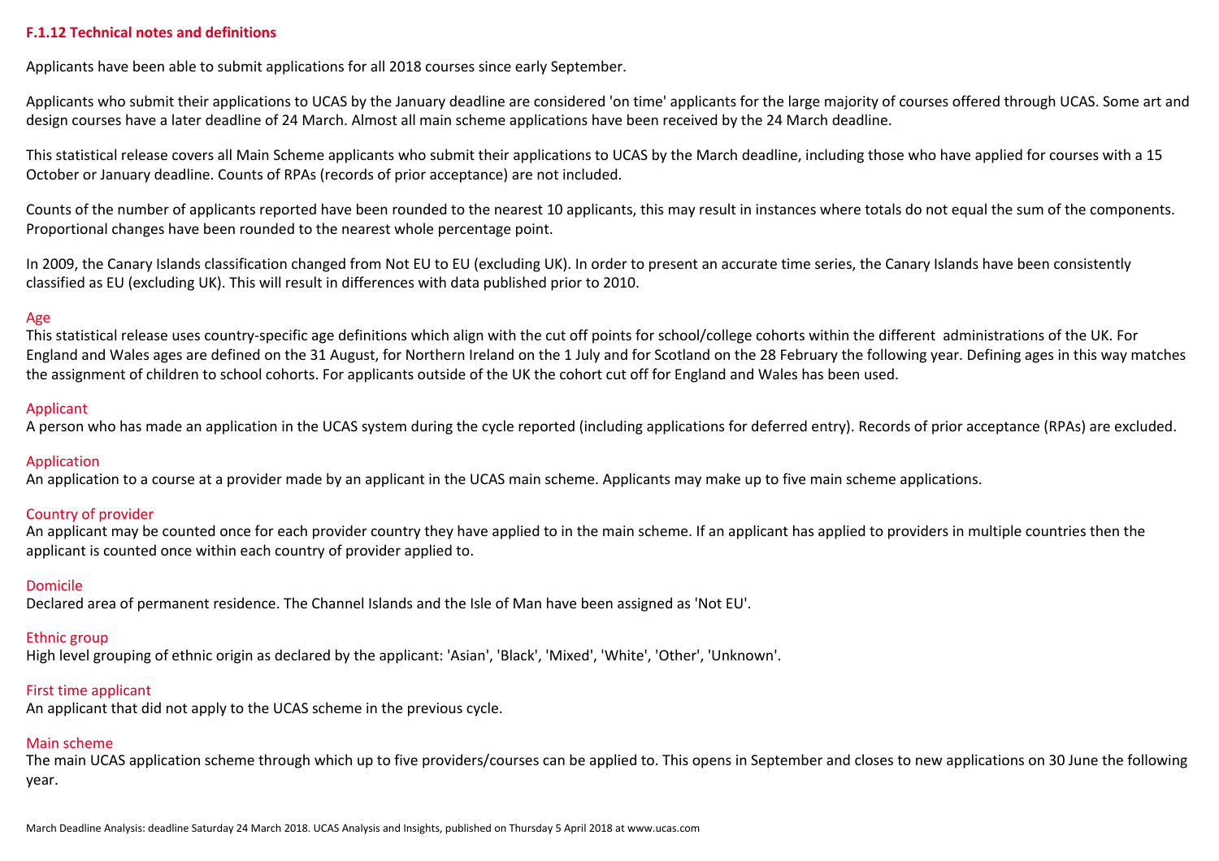## F.1.12 Technical notes and definitions

Applicants have been able to submit applications for all 2018 courses since early September.

Applicants who submit their applications to UCAS by the January deadline are considered 'on time' applicants for the large majority of courses offered through UCAS. Some art and design courses have a later deadline of 24 March. Almost all main scheme applications have been received by the 24 March deadline.

This statistical release covers all Main Scheme applicants who submit their applications to UCAS by the March deadline, including those who have applied for courses with a 15 October or January deadline. Counts of RPAs (records of prior acceptance) are not included.

Counts of the number of applicants reported have been rounded to the nearest 10 applicants, this may result in instances where totals do not equal the sum of the components. Proportional changes have been rounded to the nearest whole percentage point.

In 2009, the Canary Islands classification changed from Not EU to EU (excluding UK). In order to present an accurate time series, the Canary Islands have been consistently classified as EU (excluding UK). This will result in differences with data published prior to 2010.

### Age

This statistical release uses country-specific age definitions which align with the cut off points for school/college cohorts within the different administrations of the UK. For England and Wales ages are defined on the 31 August, for Northern Ireland on the 1 July and for Scotland on the 28 February the following year. Defining ages in this way matches the assignment of children to school cohorts. For applicants outside of the UK the cohort cut off for England and Wales has been used.

### Applicant

A person who has made an application in the UCAS system during the cycle reported (including applications for deferred entry). Records of prior acceptance (RPAs) are excluded.

### Application

An application to a course at a provider made by an applicant in the UCAS main scheme. Applicants may make up to five main scheme applications.

### Country of provider

An applicant may be counted once for each provider country they have applied to in the main scheme. If an applicant has applied to providers in multiple countries then the applicant is counted once within each country of provider applied to.

### Domicile

Declared area of permanent residence. The Channel Islands and the Isle of Man have been assigned as 'Not EU'.

### Ethnic group

High level grouping of ethnic origin as declared by the applicant: 'Asian', 'Black', 'Mixed', 'White', 'Other', 'Unknown'.

### First time applicant

An applicant that did not apply to the UCAS scheme in the previous cycle.

### Main scheme

The main UCAS application scheme through which up to five providers/courses can be applied to. This opens in September and closes to new applications on 30 June the following year.

March Deadline Analysis: deadline Saturday 24 March 2018. UCAS Analysis and Insights, published on Thursday 5 April 2018 at www.ucas.com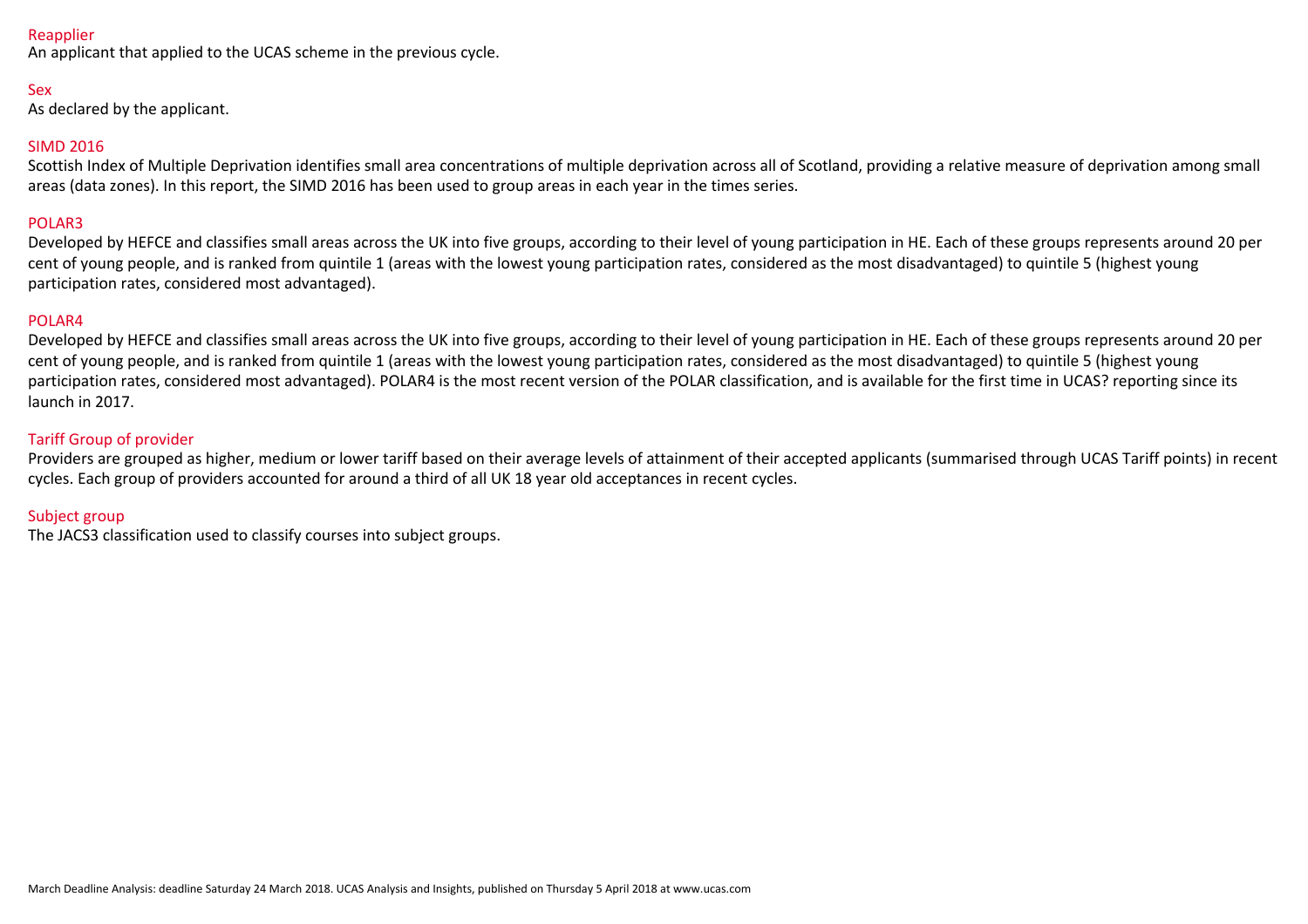### Reapplier

An applicant that applied to the UCAS scheme in the previous cycle.

### Sex

As declared by the applicant.

### SIMD 2016

Scottish Index of Multiple Deprivation identifies small area concentrations of multiple deprivation across all of Scotland, providing a relative measure of deprivation among small areas (data zones). In this report, the SIMD 2016 has been used to group areas in each year in the times series.

### POLAR3

Developed by HEFCE and classifies small areas across the UK into five groups, according to their level of young participation in HE. Each of these groups represents around 20 per cent of young people, and is ranked from quintile 1 (areas with the lowest young participation rates, considered as the most disadvantaged) to quintile 5 (highest young participation rates, considered most advantaged).

### POLAR4

Developed by HEFCE and classifies small areas across the UK into five groups, according to their level of young participation in HE. Each of these groups represents around 20 per cent of young people, and is ranked from quintile 1 (areas with the lowest young participation rates, considered as the most disadvantaged) to quintile 5 (highest young participation rates, considered most advantaged). POLAR4 is the most recent version of the POLAR classification, and is available for the first time in UCAS? reporting since its launch in 2017.

### Tariff Group of provider

Providers are grouped as higher, medium or lower tariff based on their average levels of attainment of their accepted applicants (summarised through UCAS Tariff points) in recent cycles. Each group of providers accounted for around a third of all UK 18 year old acceptances in recent cycles.

### Subject group

The JACS3 classification used to classify courses into subject groups.

March Deadline Analysis: deadline Saturday 24 March 2018. UCAS Analysis and Insights, published on Thursday 5 April 2018 at www.ucas.com